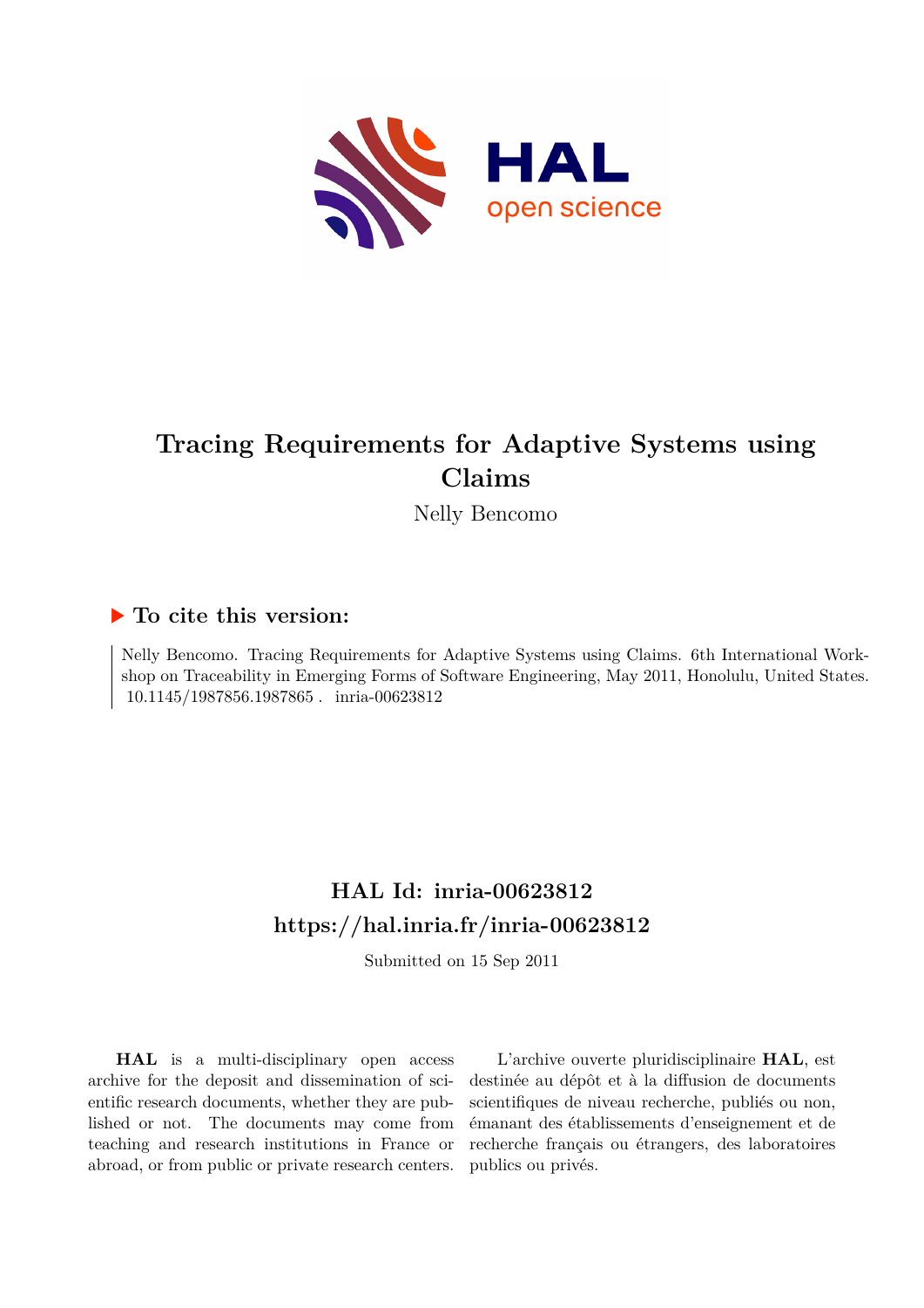# Tracing Requirements for Adaptive Systems using Claims

Nelly Bencomo

## ▶ To cite this version:

Nelly Bencomo. Tracing Requirements for Adaptive Systems using Claims. 6th International Workshop on Traceability in Emerging Forms of Software Engineering, May 2011, Honolulu, United States. 10.1145/1987856.1987865 . inria-00623812

## HAL Id: inria-00623812
## https://hal.inria.fr/inria-00623812

Submitted on 15 Sep 2011

**HAL** is a multi-disciplinary open access archive for the deposit and dissemination of scientific research documents, whether they are published or not. The documents may come from teaching and research institutions in France or abroad, or from public or private research centers.

L'archive ouverte pluridisciplinaire **HAL**, est destinée au dépôt et à la diffusion de documents scientifiques de niveau recherche, publiés ou non, émanant des établissements d'enseignement et de recherche français ou étrangers, des laboratoires publics ou privés.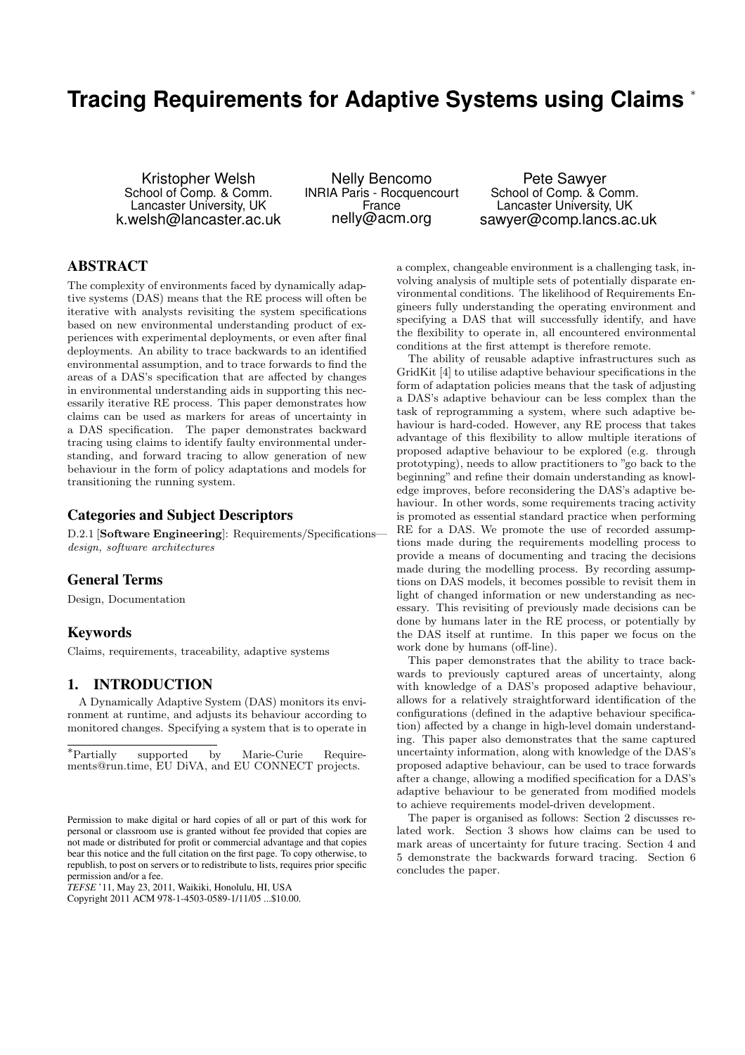# Tracing Requirements for Adaptive Systems using Claims [*]

Kristopher Welsh
School of Comp. & Comm.
Lancaster University, UK
k.welsh@lancaster.ac.uk

Nelly Bencomo
INRIA Paris - Rocquencourt
France
nelly@acm.org

Pete Sawyer
School of Comp. & Comm.
Lancaster University, UK
sawyer@comp.lancs.ac.uk

## ABSTRACT

The complexity of environments faced by dynamically adaptive systems (DAS) means that the RE process will often be iterative with analysts revisiting the system specifications based on new environmental understanding product of experiences with experimental deployments, or even after final deployments. An ability to trace backwards to an identified environmental assumption, and to trace forwards to find the areas of a DAS's specification that are affected by changes in environmental understanding aids in supporting this necessarily iterative RE process. This paper demonstrates how claims can be used as markers for areas of uncertainty in a DAS specification. The paper demonstrates backward tracing using claims to identify faulty environmental understanding, and forward tracing to allow generation of new behaviour in the form of policy adaptations and models for transitioning the running system.

### Categories and Subject Descriptors

D.2.1 [**Software Engineering**]: Requirements/Specifications—*design, software architectures*

### General Terms

Design, Documentation

### Keywords

Claims, requirements, traceability, adaptive systems

## 1. INTRODUCTION

A Dynamically Adaptive System (DAS) monitors its environment at runtime, and adjusts its behaviour according to monitored changes. Specifying a system that is to operate in a complex, changeable environment is a challenging task, involving analysis of multiple sets of potentially disparate environmental conditions. The likelihood of Requirements Engineers fully understanding the operating environment and specifying a DAS that will successfully identify, and have the flexibility to operate in, all encountered environmental conditions at the first attempt is therefore remote.

The ability of reusable adaptive infrastructures such as GridKit [4] to utilise adaptive behaviour specifications in the form of adaptation policies means that the task of adjusting a DAS's adaptive behaviour can be less complex than the task of reprogramming a system, where such adaptive behaviour is hard-coded. However, any RE process that takes advantage of this flexibility to allow multiple iterations of proposed adaptive behaviour to be explored (e.g. through prototyping), needs to allow practitioners to "go back to the beginning" and refine their domain understanding as knowledge improves, before reconsidering the DAS's adaptive behaviour. In other words, some requirements tracing activity is promoted as essential standard practice when performing RE for a DAS. We promote the use of recorded assumptions made during the requirements modelling process to provide a means of documenting and tracing the decisions made during the modelling process. By recording assumptions on DAS models, it becomes possible to revisit them in light of changed information or new understanding as necessary. This revisiting of previously made decisions can be done by humans later in the RE process, or potentially by the DAS itself at runtime. In this paper we focus on the work done by humans (off-line).

This paper demonstrates that the ability to trace backwards to previously captured areas of uncertainty, along with knowledge of a DAS's proposed adaptive behaviour, allows for a relatively straightforward identification of the configurations (defined in the adaptive behaviour specification) affected by a change in high-level domain understanding. This paper also demonstrates that the same captured uncertainty information, along with knowledge of the DAS's proposed adaptive behaviour, can be used to trace forwards after a change, allowing a modified specification for a DAS's adaptive behaviour to be generated from modified models to achieve requirements model-driven development.

The paper is organised as follows: Section 2 discusses related work. Section 3 shows how claims can be used to mark areas of uncertainty for future tracing. Section 4 and 5 demonstrate the backwards forward tracing. Section 6 concludes the paper.

[*]Partially supported by Marie-Curie Requirements@run.time, EU DiVA, and EU CONNECT projects.

Permission to make digital or hard copies of all or part of this work for personal or classroom use is granted without fee provided that copies are not made or distributed for profit or commercial advantage and that copies bear this notice and the full citation on the first page. To copy otherwise, to republish, to post on servers or to redistribute to lists, requires prior specific permission and/or a fee.
*TEFSE* '11, May 23, 2011, Waikiki, Honolulu, HI, USA
Copyright 2011 ACM 978-1-4503-0589-1/11/05 ...$10.00.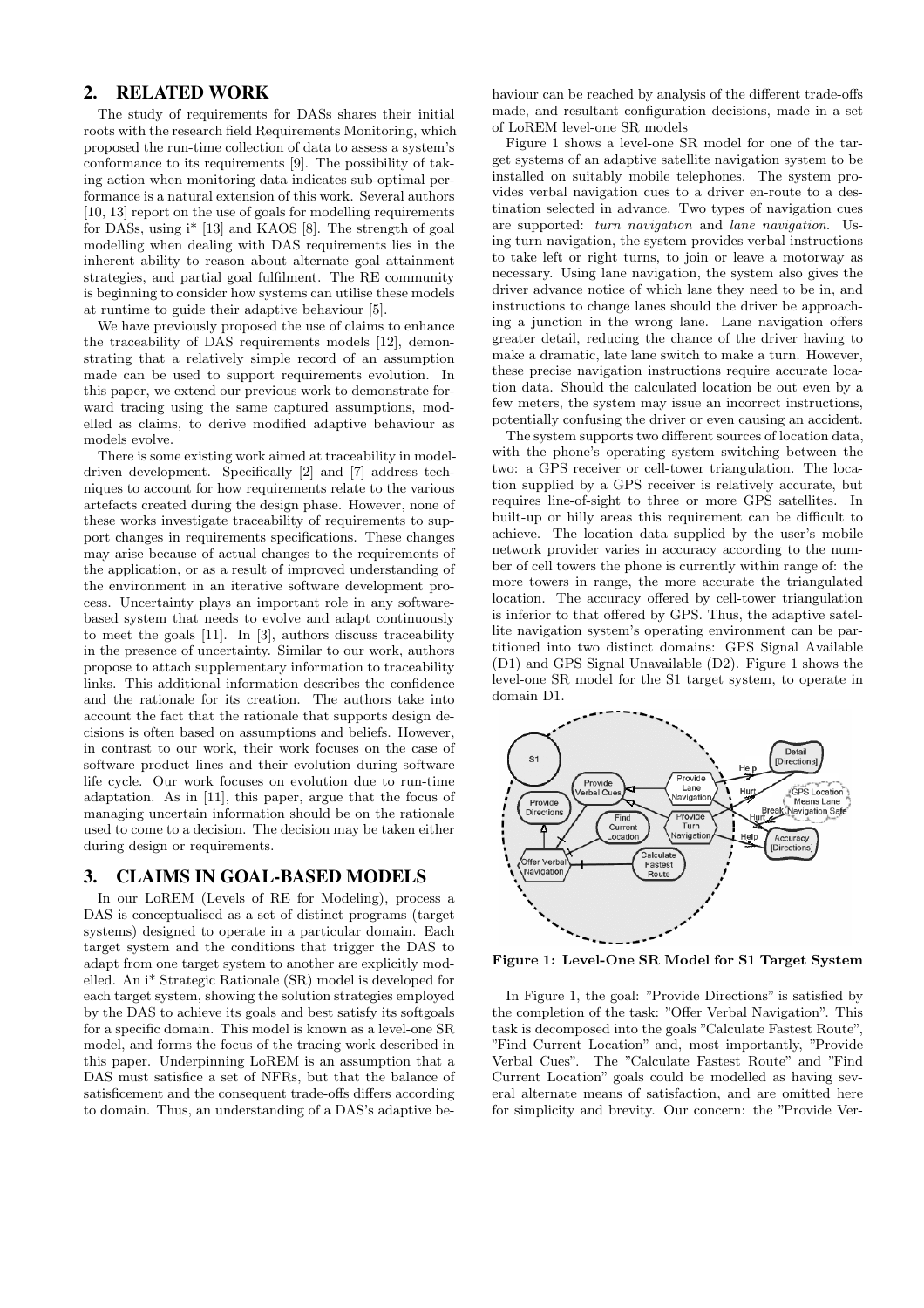## 2. RELATED WORK

The study of requirements for DASs shares their initial roots with the research field Requirements Monitoring, which proposed the run-time collection of data to assess a system's conformance to its requirements [9]. The possibility of taking action when monitoring data indicates sub-optimal performance is a natural extension of this work. Several authors [10, 13] report on the use of goals for modelling requirements for DASs, using i* [13] and KAOS [8]. The strength of goal modelling when dealing with DAS requirements lies in the inherent ability to reason about alternate goal attainment strategies, and partial goal fulfilment. The RE community is beginning to consider how systems can utilise these models at runtime to guide their adaptive behaviour [5].

We have previously proposed the use of claims to enhance the traceability of DAS requirements models [12], demonstrating that a relatively simple record of an assumption made can be used to support requirements evolution. In this paper, we extend our previous work to demonstrate forward tracing using the same captured assumptions, modelled as claims, to derive modified adaptive behaviour as models evolve.

There is some existing work aimed at traceability in model-driven development. Specifically [2] and [7] address techniques to account for how requirements relate to the various artefacts created during the design phase. However, none of these works investigate traceability of requirements to support changes in requirements specifications. These changes may arise because of actual changes to the requirements of the application, or as a result of improved understanding of the environment in an iterative software development process. Uncertainty plays an important role in any software-based system that needs to evolve and adapt continuously to meet the goals [11]. In [3], authors discuss traceability in the presence of uncertainty. Similar to our work, authors propose to attach supplementary information to traceability links. This additional information describes the confidence and the rationale for its creation. The authors take into account the fact that the rationale that supports design decisions is often based on assumptions and beliefs. However, in contrast to our work, their work focuses on the case of software product lines and their evolution during software life cycle. Our work focuses on evolution due to run-time adaptation. As in [11], this paper, argue that the focus of managing uncertain information should be on the rationale used to come to a decision. The decision may be taken either during design or requirements.

## 3. CLAIMS IN GOAL-BASED MODELS

In our LoREM (Levels of RE for Modeling), process a DAS is conceptualised as a set of distinct programs (target systems) designed to operate in a particular domain. Each target system and the conditions that trigger the DAS to adapt from one target system to another are explicitly modelled. An i* Strategic Rationale (SR) model is developed for each target system, showing the solution strategies employed by the DAS to achieve its goals and best satisfy its softgoals for a specific domain. This model is known as a level-one SR model, and forms the focus of the tracing work described in this paper. Underpinning LoREM is an assumption that a DAS must satisfice a set of NFRs, but that the balance of satisficement and the consequent trade-offs differs according to domain. Thus, an understanding of a DAS's adaptive behaviour can be reached by analysis of the different trade-offs made, and resultant configuration decisions, made in a set of LoREM level-one SR models

Figure 1 shows a level-one SR model for one of the target systems of an adaptive satellite navigation system to be installed on suitably mobile telephones. The system provides verbal navigation cues to a driver en-route to a destination selected in advance. Two types of navigation cues are supported: *turn navigation* and *lane navigation*. Using turn navigation, the system provides verbal instructions to take left or right turns, to join or leave a motorway as necessary. Using lane navigation, the system also gives the driver advance notice of which lane they need to be in, and instructions to change lanes should the driver be approaching a junction in the wrong lane. Lane navigation offers greater detail, reducing the chance of the driver having to make a dramatic, late lane switch to make a turn. However, these precise navigation instructions require accurate location data. Should the calculated location be out even by a few meters, the system may issue an incorrect instructions, potentially confusing the driver or even causing an accident.

The system supports two different sources of location data, with the phone's operating system switching between the two: a GPS receiver or cell-tower triangulation. The location supplied by a GPS receiver is relatively accurate, but requires line-of-sight to three or more GPS satellites. In built-up or hilly areas this requirement can be difficult to achieve. The location data supplied by the user's mobile network provider varies in accuracy according to the number of cell towers the phone is currently within range of: the more towers in range, the more accurate the triangulated location. The accuracy offered by cell-tower triangulation is inferior to that offered by GPS. Thus, the adaptive satellite navigation system's operating environment can be partitioned into two distinct domains: GPS Signal Available (D1) and GPS Signal Unavailable (D2). Figure 1 shows the level-one SR model for the S1 target system, to operate in domain D1.

S1
Provide Directions
Provide Verbal Cues
Provide Lane Navigation
Provide Turn Navigation
Find Current Location
Offer Verbal Navigation
Calculate Fastest Route
Help
Hurt
Break
Hurt
Help
Detail [Directions]
GPS Location Means Lane Navigation Safe
Accuracy [Directions]

**Figure 1: Level-One SR Model for S1 Target System**

In Figure 1, the goal: "Provide Directions" is satisfied by the completion of the task: "Offer Verbal Navigation". This task is decomposed into the goals "Calculate Fastest Route", "Find Current Location" and, most importantly, "Provide Verbal Cues". The "Calculate Fastest Route" and "Find Current Location" goals could be modelled as having several alternate means of satisfaction, and are omitted here for simplicity and brevity. Our concern: the "Provide Ver-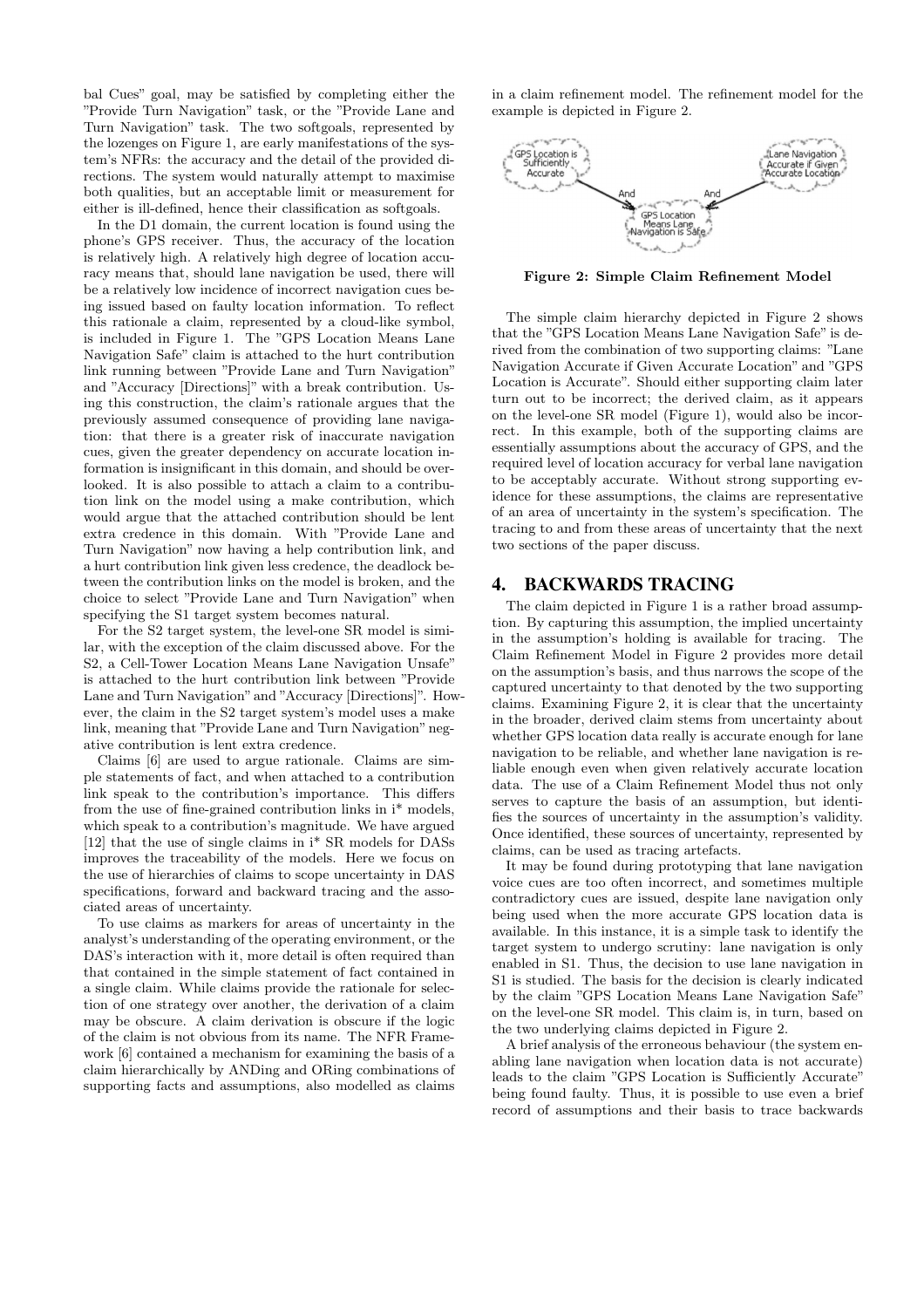bal Cues" goal, may be satisfied by completing either the "Provide Turn Navigation" task, or the "Provide Lane and Turn Navigation" task. The two softgoals, represented by the lozenges on Figure 1, are early manifestations of the system's NFRs: the accuracy and the detail of the provided directions. The system would naturally attempt to maximise both qualities, but an acceptable limit or measurement for either is ill-defined, hence their classification as softgoals.

In the D1 domain, the current location is found using the phone's GPS receiver. Thus, the accuracy of the location is relatively high. A relatively high degree of location accuracy means that, should lane navigation be used, there will be a relatively low incidence of incorrect navigation cues being issued based on faulty location information. To reflect this rationale a claim, represented by a cloud-like symbol, is included in Figure 1. The "GPS Location Means Lane Navigation Safe" claim is attached to the hurt contribution link running between "Provide Lane and Turn Navigation" and "Accuracy [Directions]" with a break contribution. Using this construction, the claim's rationale argues that the previously assumed consequence of providing lane navigation: that there is a greater risk of inaccurate navigation cues, given the greater dependency on accurate location information is insignificant in this domain, and should be overlooked. It is also possible to attach a claim to a contribution link on the model using a make contribution, which would argue that the attached contribution should be lent extra credence in this domain. With "Provide Lane and Turn Navigation" now having a help contribution link, and a hurt contribution link given less credence, the deadlock between the contribution links on the model is broken, and the choice to select "Provide Lane and Turn Navigation" when specifying the S1 target system becomes natural.

For the S2 target system, the level-one SR model is similar, with the exception of the claim discussed above. For the S2, a Cell-Tower Location Means Lane Navigation Unsafe" is attached to the hurt contribution link between "Provide Lane and Turn Navigation" and "Accuracy [Directions]". However, the claim in the S2 target system's model uses a make link, meaning that "Provide Lane and Turn Navigation" negative contribution is lent extra credence.

Claims [6] are used to argue rationale. Claims are simple statements of fact, and when attached to a contribution link speak to the contribution's importance. This differs from the use of fine-grained contribution links in i* models, which speak to a contribution's magnitude. We have argued [12] that the use of single claims in i* SR models for DASs improves the traceability of the models. Here we focus on the use of hierarchies of claims to scope uncertainty in DAS specifications, forward and backward tracing and the associated areas of uncertainty.

To use claims as markers for areas of uncertainty in the analyst's understanding of the operating environment, or the DAS's interaction with it, more detail is often required than that contained in the simple statement of fact contained in a single claim. While claims provide the rationale for selection of one strategy over another, the derivation of a claim may be obscure. A claim derivation is obscure if the logic of the claim is not obvious from its name. The NFR Framework [6] contained a mechanism for examining the basis of a claim hierarchically by ANDing and ORing combinations of supporting facts and assumptions, also modelled as claims in a claim refinement model. The refinement model for the example is depicted in Figure 2.

**Figure 2: Simple Claim Refinement Model**

The simple claim hierarchy depicted in Figure 2 shows that the "GPS Location Means Lane Navigation Safe" is derived from the combination of two supporting claims: "Lane Navigation Accurate if Given Accurate Location" and "GPS Location is Accurate". Should either supporting claim later turn out to be incorrect; the derived claim, as it appears on the level-one SR model (Figure 1), would also be incorrect. In this example, both of the supporting claims are essentially assumptions about the accuracy of GPS, and the required level of location accuracy for verbal lane navigation to be acceptably accurate. Without strong supporting evidence for these assumptions, the claims are representative of an area of uncertainty in the system's specification. The tracing to and from these areas of uncertainty that the next two sections of the paper discuss.

## 4. BACKWARDS TRACING

The claim depicted in Figure 1 is a rather broad assumption. By capturing this assumption, the implied uncertainty in the assumption's holding is available for tracing. The Claim Refinement Model in Figure 2 provides more detail on the assumption's basis, and thus narrows the scope of the captured uncertainty to that denoted by the two supporting claims. Examining Figure 2, it is clear that the uncertainty in the broader, derived claim stems from uncertainty about whether GPS location data really is accurate enough for lane navigation to be reliable, and whether lane navigation is reliable enough even when given relatively accurate location data. The use of a Claim Refinement Model thus not only serves to capture the basis of an assumption, but identifies the sources of uncertainty in the assumption's validity. Once identified, these sources of uncertainty, represented by claims, can be used as tracing artefacts.

It may be found during prototyping that lane navigation voice cues are too often incorrect, and sometimes multiple contradictory cues are issued, despite lane navigation only being used when the more accurate GPS location data is available. In this instance, it is a simple task to identify the target system to undergo scrutiny: lane navigation is only enabled in S1. Thus, the decision to use lane navigation in S1 is studied. The basis for the decision is clearly indicated by the claim "GPS Location Means Lane Navigation Safe" on the level-one SR model. This claim is, in turn, based on the two underlying claims depicted in Figure 2.

A brief analysis of the erroneous behaviour (the system enabling lane navigation when location data is not accurate) leads to the claim "GPS Location is Sufficiently Accurate" being found faulty. Thus, it is possible to use even a brief record of assumptions and their basis to trace backwards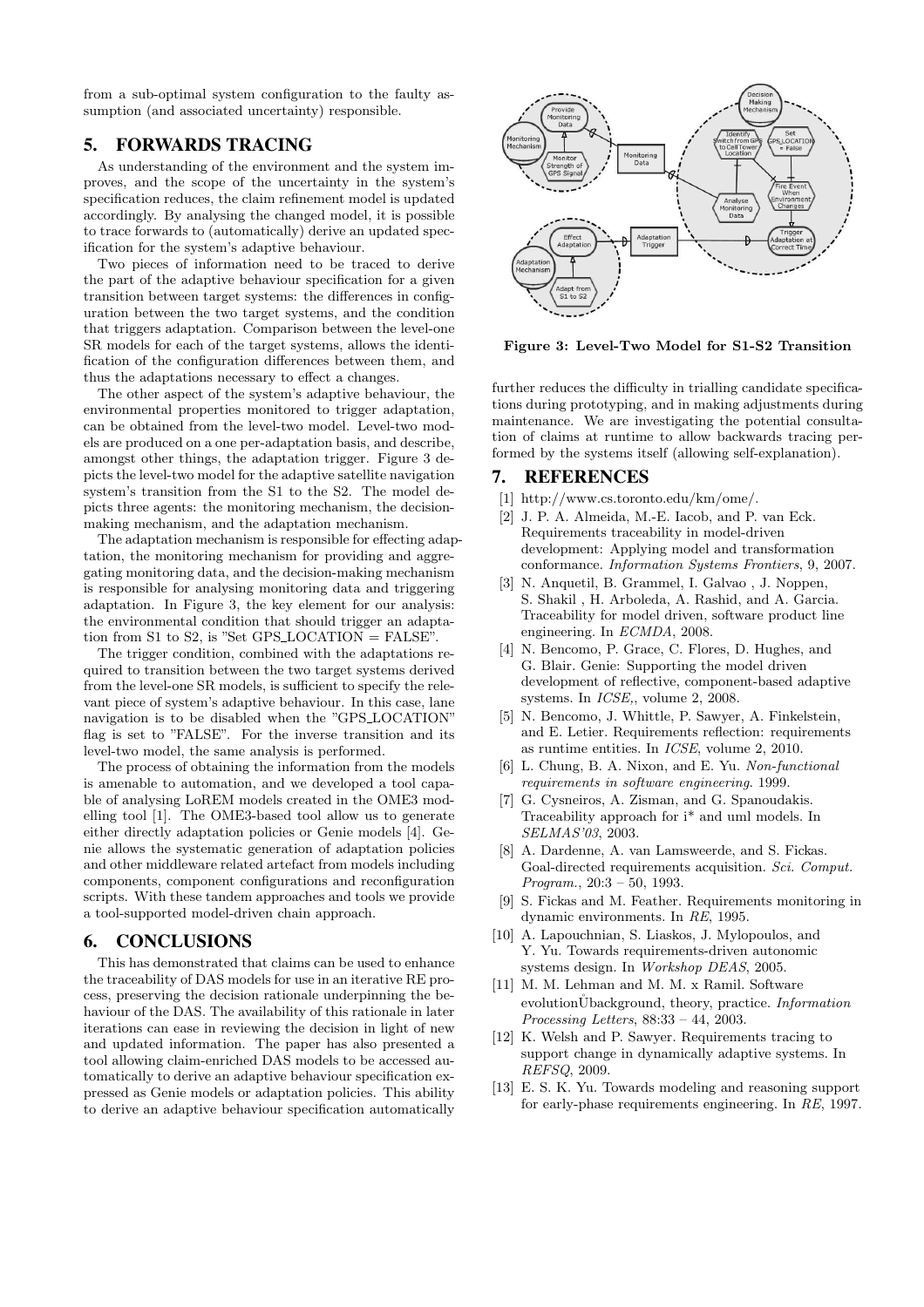from a sub-optimal system configuration to the faulty assumption (and associated uncertainty) responsible.

## 5. FORWARDS TRACING

As understanding of the environment and the system improves, and the scope of the uncertainty in the system's specification reduces, the claim refinement model is updated accordingly. By analysing the changed model, it is possible to trace forwards to (automatically) derive an updated specification for the system's adaptive behaviour.

Two pieces of information need to be traced to derive the part of the adaptive behaviour specification for a given transition between target systems: the differences in configuration between the two target systems, and the condition that triggers adaptation. Comparison between the level-one SR models for each of the target systems, allows the identification of the configuration differences between them, and thus the adaptations necessary to effect a changes.

The other aspect of the system's adaptive behaviour, the environmental properties monitored to trigger adaptation, can be obtained from the level-two model. Level-two models are produced on a one per-adaptation basis, and describe, amongst other things, the adaptation trigger. Figure 3 depicts the level-two model for the adaptive satellite navigation system's transition from the S1 to the S2. The model depicts three agents: the monitoring mechanism, the decision-making mechanism, and the adaptation mechanism.

The adaptation mechanism is responsible for effecting adaptation, the monitoring mechanism for providing and aggregating monitoring data, and the decision-making mechanism is responsible for analysing monitoring data and triggering adaptation. In Figure 3, the key element for our analysis: the environmental condition that should trigger an adaptation from S1 to S2, is "Set GPS_LOCATION = FALSE".

The trigger condition, combined with the adaptations required to transition between the two target systems derived from the level-one SR models, is sufficient to specify the relevant piece of system's adaptive behaviour. In this case, lane navigation is to be disabled when the "GPS_LOCATION" flag is set to "FALSE". For the inverse transition and its level-two model, the same analysis is performed.

The process of obtaining the information from the models is amenable to automation, and we developed a tool capable of analysing LoREM models created in the OME3 modelling tool [1]. The OME3-based tool allow us to generate either directly adaptation policies or Genie models [4]. Genie allows the systematic generation of adaptation policies and other middleware related artefact from models including components, component configurations and reconfiguration scripts. With these tandem approaches and tools we provide a tool-supported model-driven chain approach.

Decision Making Mechanism
Provide Monitoring Data
Monitoring Mechanism
Monitor Strength of GPS Signal
Monitoring Data
Identify Switch from GPS to Cell Tower Location
Set GPS_LOCATION = False
Fire Event When Environment Changes
Analyse Monitoring Data
Effect Adaptation
Adaptation Trigger
Trigger Adaptation at Correct Time
Adaptation Mechanism
Adapt from S1 to S2

**Figure 3: Level-Two Model for S1-S2 Transition**

## 6. CONCLUSIONS

This has demonstrated that claims can be used to enhance the traceability of DAS models for use in an iterative RE process, preserving the decision rationale underpinning the behaviour of the DAS. The availability of this rationale in later iterations can ease in reviewing the decision in light of new and updated information. The paper has also presented a tool allowing claim-enriched DAS models to be accessed automatically to derive an adaptive behaviour specification expressed as Genie models or adaptation policies. This ability to derive an adaptive behaviour specification automatically further reduces the difficulty in trialling candidate specifications during prototyping, and in making adjustments during maintenance. We are investigating the potential consultation of claims at runtime to allow backwards tracing performed by the systems itself (allowing self-explanation).

## 7. REFERENCES

[1] http://www.cs.toronto.edu/km/ome/.

[2] J. P. A. Almeida, M.-E. Iacob, and P. van Eck. Requirements traceability in model-driven development: Applying model and transformation conformance. *Information Systems Frontiers*, 9, 2007.

[3] N. Anquetil, B. Grammel, I. Galvao , J. Noppen, S. Shakil , H. Arboleda, A. Rashid, and A. Garcia. Traceability for model driven, software product line engineering. In *ECMDA*, 2008.

[4] N. Bencomo, P. Grace, C. Flores, D. Hughes, and G. Blair. Genie: Supporting the model driven development of reflective, component-based adaptive systems. In *ICSE,*, volume 2, 2008.

[5] N. Bencomo, J. Whittle, P. Sawyer, A. Finkelstein, and E. Letier. Requirements reflection: requirements as runtime entities. In *ICSE*, volume 2, 2010.

[6] L. Chung, B. A. Nixon, and E. Yu. *Non-functional requirements in software engineering*. 1999.

[7] G. Cysneiros, A. Zisman, and G. Spanoudakis. Traceability approach for i* and uml models. In *SELMAS'03*, 2003.

[8] A. Dardenne, A. van Lamsweerde, and S. Fickas. Goal-directed requirements acquisition. *Sci. Comput. Program.*, 20:3 – 50, 1993.

[9] S. Fickas and M. Feather. Requirements monitoring in dynamic environments. In *RE*, 1995.

[10] A. Lapouchnian, S. Liaskos, J. Mylopoulos, and Y. Yu. Towards requirements-driven autonomic systems design. In *Workshop DEAS*, 2005.

[11] M. M. Lehman and M. M. x Ramil. Software evolutionŮbackground, theory, practice. *Information Processing Letters*, 88:33 – 44, 2003.

[12] K. Welsh and P. Sawyer. Requirements tracing to support change in dynamically adaptive systems. In *REFSQ*, 2009.

[13] E. S. K. Yu. Towards modeling and reasoning support for early-phase requirements engineering. In *RE*, 1997.